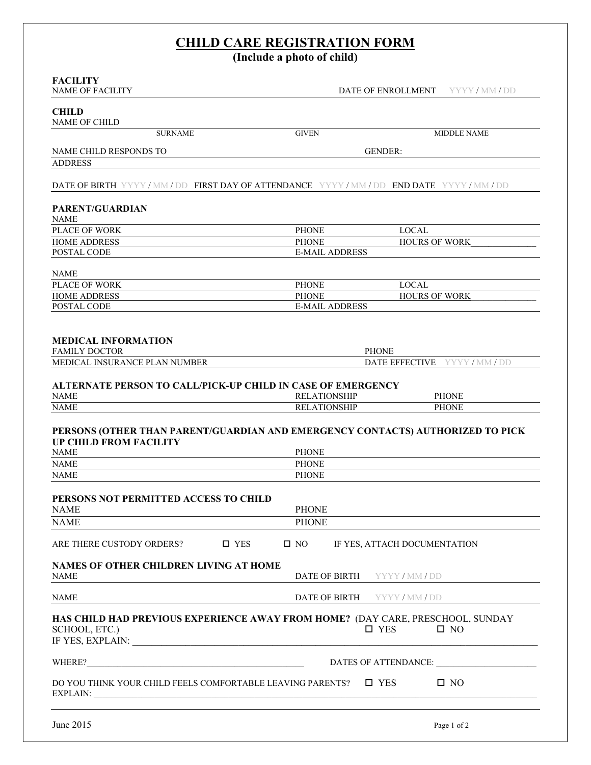# CHILD CARE REGISTRATION FORM

**(Include a photo of child)**

**FACILITY**

NAME OF FACILITY DATE OF ENROLLMENT YYYY / MM / DD

**CHILD**

NAME OF CHILD

SURNAME GIVEN MIDDLE NAME

NAME CHILD RESPONDS TO GENDER:

ADDRESS

DATE OF BIRTH YYYY / MM / DD FIRST DAY OF ATTENDANCE YYYY / MM / DD END DATE YYYY / MM / DD

**PARENT/GUARDIAN**

NAME

PLACE OF WORK PHONE LOCAL

HOME ADDRESS PHONE HOURS OF WORK ______________

POSTAL CODE E-MAIL ADDRESS

NAME

PLACE OF WORK PHONE LOCAL

HOME ADDRESS PHONE HOURS OF WORK ______________

POSTAL CODE E-MAIL ADDRESS

**MEDICAL INFORMATION**

FAMILY DOCTOR PHONE

MEDICAL INSURANCE PLAN NUMBER DATE EFFECTIVE YYYY / MM / DD

**ALTERNATE PERSON TO CALL/PICK-UP CHILD IN CASE OF EMERGENCY**

NAME RELATIONSHIP PHONE

NAME RELATIONSHIP PHONE

**PERSONS (OTHER THAN PARENT/GUARDIAN AND EMERGENCY CONTACTS) AUTHORIZED TO PICK UP CHILD FROM FACILITY**

NAME PHONE

NAME PHONE

NAME PHONE

**PERSONS NOT PERMITTED ACCESS TO CHILD**

NAME PHONE

NAME PHONE

ARE THERE CUSTODY ORDERS? ☐ YES ☐ NO IF YES, ATTACH DOCUMENTATION

**NAMES OF OTHER CHILDREN LIVING AT HOME**

NAME DATE OF BIRTH YYYY / MM / DD

NAME DATE OF BIRTH YYYY / MM / DD

**HAS CHILD HAD PREVIOUS EXPERIENCE AWAY FROM HOME?** (DAY CARE, PRESCHOOL, SUNDAY SCHOOL, ETC.) ☐ YES ☐ NO

IF YES, EXPLAIN: ________________________________________________________________________________

WHERE?_______________________________________________ DATES OF ATTENDANCE: ______________________

DO YOU THINK YOUR CHILD FEELS COMFORTABLE LEAVING PARENTS? ☐ YES ☐ NO

EXPLAIN: ________________________________________________________________________________

June 2015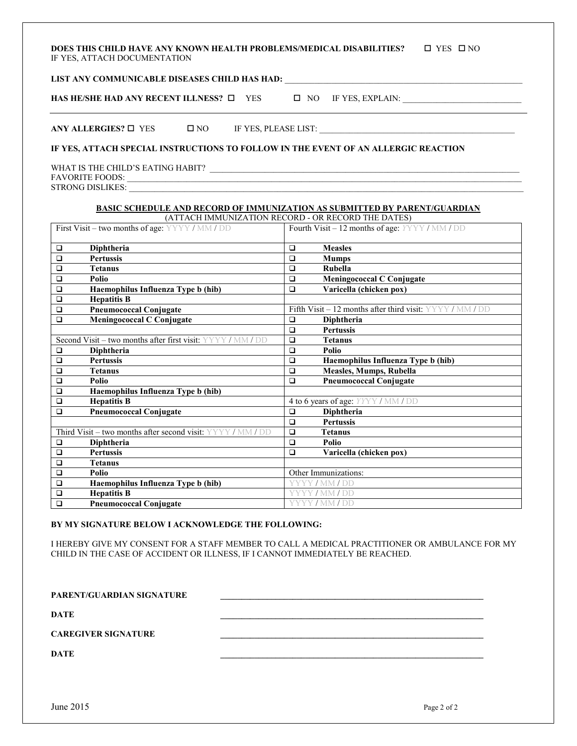**DOES THIS CHILD HAVE ANY KNOWN HEALTH PROBLEMS/MEDICAL DISABILITIES?** ☐ YES ☐ NO
IF YES, ATTACH DOCUMENTATION

**LIST ANY COMMUNICABLE DISEASES CHILD HAS HAD:** ____________________________________________

**HAS HE/SHE HAD ANY RECENT ILLNESS?** ☐ YES ☐ NO IF YES, EXPLAIN: ___________________________

**ANY ALLERGIES?** ☐ YES ☐ NO IF YES, PLEASE LIST: ____________________________________________

**IF YES, ATTACH SPECIAL INSTRUCTIONS TO FOLLOW IN THE EVENT OF AN ALLERGIC REACTION**

WHAT IS THE CHILD'S EATING HABIT? ____________________________________________
FAVORITE FOODS: ____________________________________________
STRONG DISLIKES: ____________________________________________

**BASIC SCHEDULE AND RECORD OF IMMUNIZATION AS SUBMITTED BY PARENT/GUARDIAN**
(ATTACH IMMUNIZATION RECORD - OR RECORD THE DATES)

| | | | |
|---|---|---|---|
| First Visit – two months of age: YYYY / MM / DD | | Fourth Visit – 12 months of age: YYYY / MM / DD | |
| ☐ | **Diphtheria** | ☐ | **Measles** |
| ☐ | **Pertussis** | ☐ | **Mumps** |
| ☐ | **Tetanus** | ☐ | **Rubella** |
| ☐ | **Polio** | ☐ | **Meningococcal C Conjugate** |
| ☐ | **Haemophilus Influenza Type b (hib)** | ☐ | **Varicella (chicken pox)** |
| ☐ | **Hepatitis B** | | |
| ☐ | **Pneumococcal Conjugate** | Fifth Visit – 12 months after third visit: YYYY / MM / DD | |
| ☐ | **Meningococcal C Conjugate** | ☐ | **Diphtheria** |
| | | ☐ | **Pertussis** |
| Second Visit – two months after first visit: YYYY / MM / DD | | ☐ | **Tetanus** |
| ☐ | **Diphtheria** | ☐ | **Polio** |
| ☐ | **Pertussis** | ☐ | **Haemophilus Influenza Type b (hib)** |
| ☐ | **Tetanus** | ☐ | **Measles, Mumps, Rubella** |
| ☐ | **Polio** | ☐ | **Pneumococcal Conjugate** |
| ☐ | **Haemophilus Influenza Type b (hib)** | | |
| ☐ | **Hepatitis B** | 4 to 6 years of age: YYYY / MM / DD | |
| ☐ | **Pneumococcal Conjugate** | ☐ | **Diphtheria** |
| | | ☐ | **Pertussis** |
| Third Visit – two months after second visit: YYYY / MM / DD | | ☐ | **Tetanus** |
| ☐ | **Diphtheria** | ☐ | **Polio** |
| ☐ | **Pertussis** | ☐ | **Varicella (chicken pox)** |
| ☐ | **Tetanus** | | |
| ☐ | **Polio** | Other Immunizations: | |
| ☐ | **Haemophilus Influenza Type b (hib)** | YYYY / MM / DD | |
| ☐ | **Hepatitis B** | YYYY / MM / DD | |
| ☐ | **Pneumococcal Conjugate** | YYYY / MM / DD | |

**BY MY SIGNATURE BELOW I ACKNOWLEDGE THE FOLLOWING:**

I HEREBY GIVE MY CONSENT FOR A STAFF MEMBER TO CALL A MEDICAL PRACTITIONER OR AMBULANCE FOR MY CHILD IN THE CASE OF ACCIDENT OR ILLNESS, IF I CANNOT IMMEDIATELY BE REACHED.

**PARENT/GUARDIAN SIGNATURE** ____________________________________________

**DATE** ____________________________________________

**CAREGIVER SIGNATURE** ____________________________________________

**DATE** ____________________________________________

June 2015